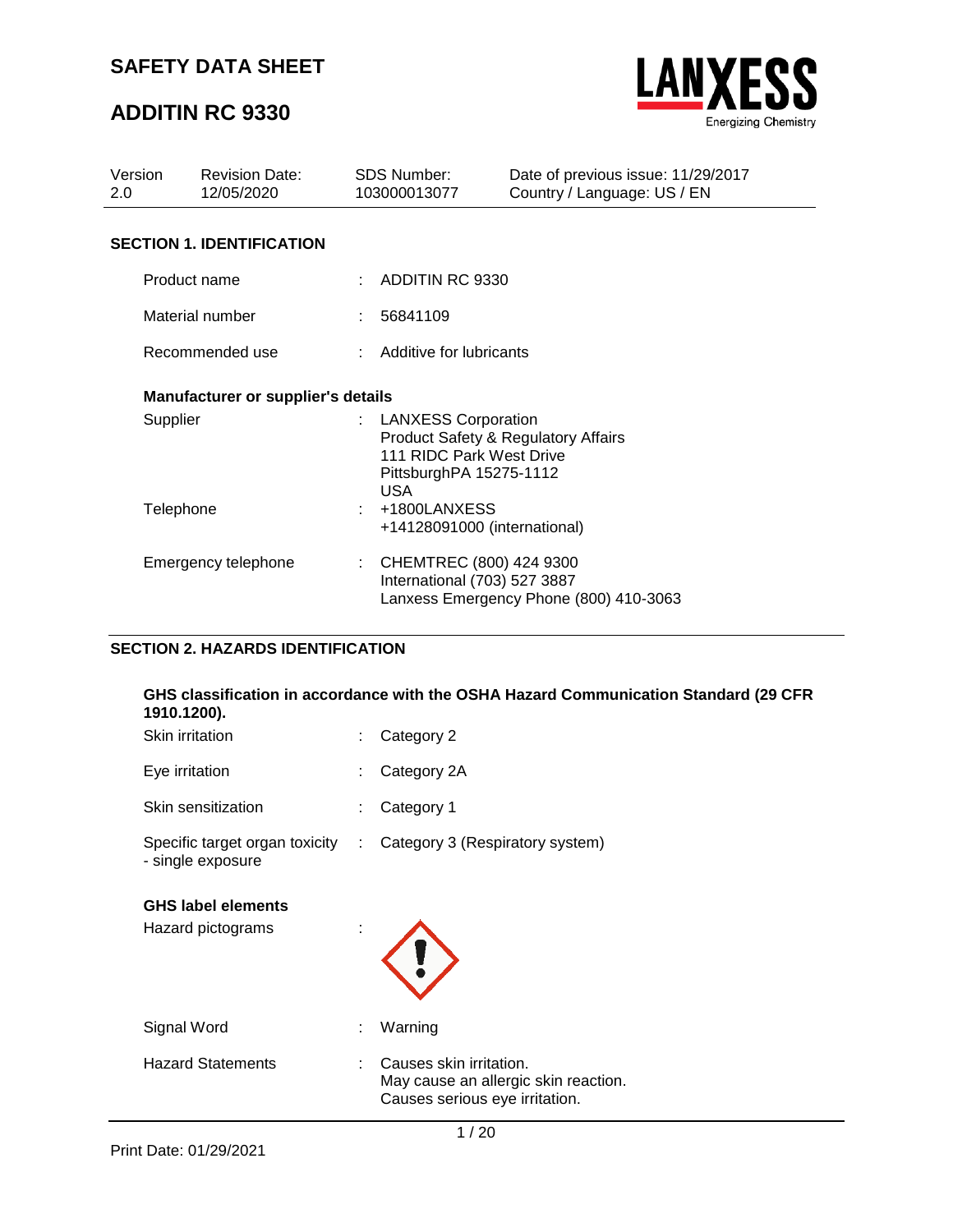# SAFETY DATA SHEET

# ADDITIN RC 9330

| Version | Revision Date: | SDS Number: | Date of previous issue: 11/29/2017 |
|---|---|---|---|
| 2.0 | 12/05/2020 | 103000013077 | Country / Language: US / EN |

## SECTION 1. IDENTIFICATION

Product name : ADDITIN RC 9330

Material number : 56841109

Recommended use : Additive for lubricants

**Manufacturer or supplier's details**

Supplier : LANXESS Corporation
Product Safety & Regulatory Affairs
111 RIDC Park West Drive
PittsburghPA 15275-1112
USA

Telephone : +1800LANXESS
+14128091000 (international)

Emergency telephone : CHEMTREC (800) 424 9300
International (703) 527 3887
Lanxess Emergency Phone (800) 410-3063

## SECTION 2. HAZARDS IDENTIFICATION

**GHS classification in accordance with the OSHA Hazard Communication Standard (29 CFR 1910.1200).**

Skin irritation : Category 2

Eye irritation : Category 2A

Skin sensitization : Category 1

Specific target organ toxicity - single exposure : Category 3 (Respiratory system)

**GHS label elements**

Hazard pictograms :

Signal Word : Warning

Hazard Statements : Causes skin irritation.
May cause an allergic skin reaction.
Causes serious eye irritation.

Print Date: 01/29/2021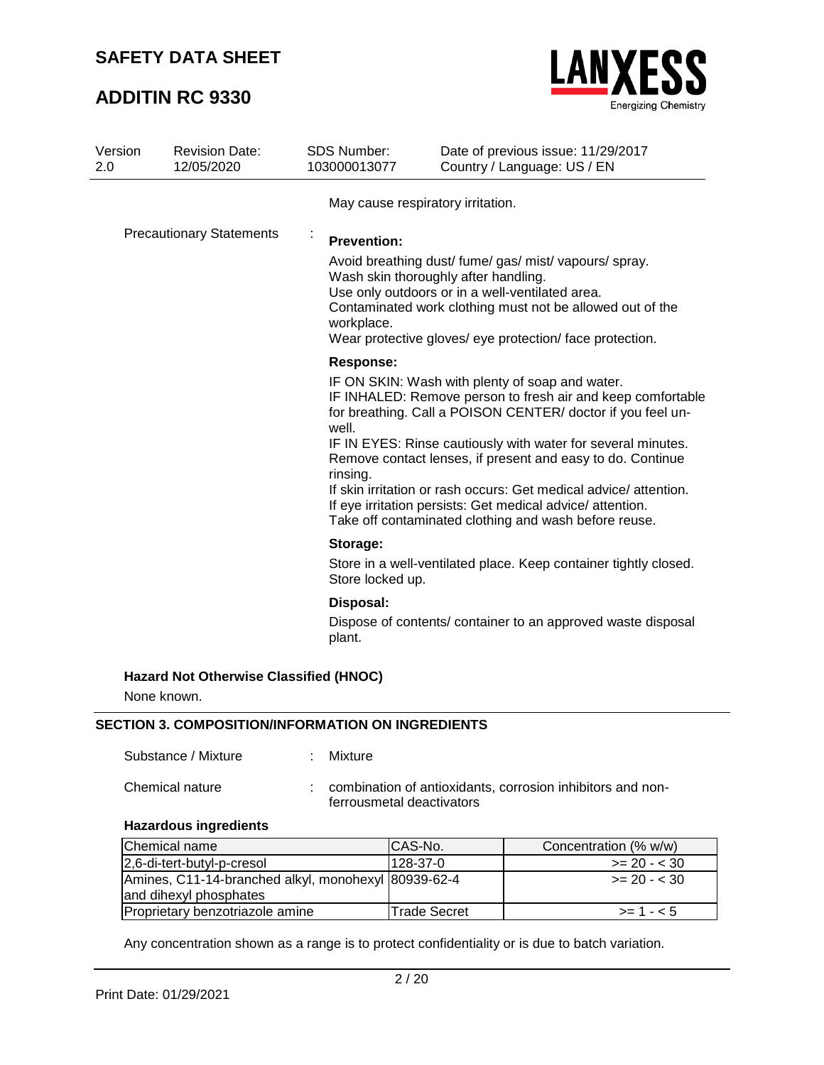May cause respiratory irritation.

Precautionary Statements :

**Prevention:**

Avoid breathing dust/ fume/ gas/ mist/ vapours/ spray.
Wash skin thoroughly after handling.
Use only outdoors or in a well-ventilated area.
Contaminated work clothing must not be allowed out of the workplace.
Wear protective gloves/ eye protection/ face protection.

**Response:**

IF ON SKIN: Wash with plenty of soap and water.
IF INHALED: Remove person to fresh air and keep comfortable for breathing. Call a POISON CENTER/ doctor if you feel unwell.
IF IN EYES: Rinse cautiously with water for several minutes. Remove contact lenses, if present and easy to do. Continue rinsing.
If skin irritation or rash occurs: Get medical advice/ attention.
If eye irritation persists: Get medical advice/ attention.
Take off contaminated clothing and wash before reuse.

**Storage:**

Store in a well-ventilated place. Keep container tightly closed.
Store locked up.

**Disposal:**

Dispose of contents/ container to an approved waste disposal plant.

**Hazard Not Otherwise Classified (HNOC)**

None known.

## SECTION 3. COMPOSITION/INFORMATION ON INGREDIENTS

Substance / Mixture : Mixture

Chemical nature : combination of antioxidants, corrosion inhibitors and non-ferrousmetal deactivators

**Hazardous ingredients**

| Chemical name | CAS-No. | Concentration (% w/w) |
|---|---|---|
| 2,6-di-tert-butyl-p-cresol | 128-37-0 | >= 20 - < 30 |
| Amines, C11-14-branched alkyl, monohexyl and dihexyl phosphates | 80939-62-4 | >= 20 - < 30 |
| Proprietary benzotriazole amine | Trade Secret | >= 1 - < 5 |

Any concentration shown as a range is to protect confidentiality or is due to batch variation.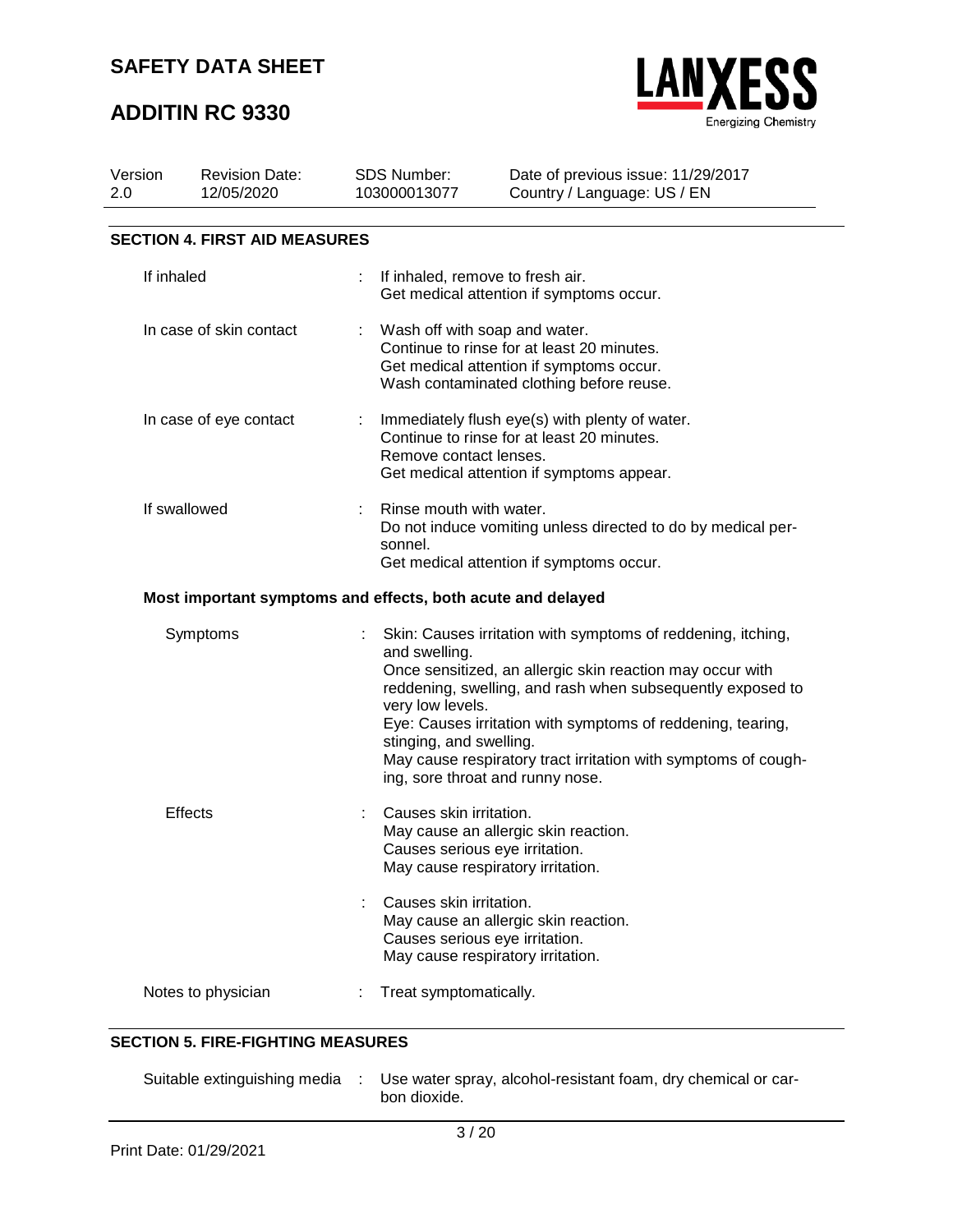## SECTION 4. FIRST AID MEASURES

| | | |
|---|---|---|
| If inhaled | : | If inhaled, remove to fresh air.<br>Get medical attention if symptoms occur. |
| In case of skin contact | : | Wash off with soap and water.<br>Continue to rinse for at least 20 minutes.<br>Get medical attention if symptoms occur.<br>Wash contaminated clothing before reuse. |
| In case of eye contact | : | Immediately flush eye(s) with plenty of water.<br>Continue to rinse for at least 20 minutes.<br>Remove contact lenses.<br>Get medical attention if symptoms appear. |
| If swallowed | : | Rinse mouth with water.<br>Do not induce vomiting unless directed to do by medical personnel.<br>Get medical attention if symptoms occur. |

**Most important symptoms and effects, both acute and delayed**

| | | |
|---|---|---|
| Symptoms | : | Skin: Causes irritation with symptoms of reddening, itching, and swelling.<br>Once sensitized, an allergic skin reaction may occur with reddening, swelling, and rash when subsequently exposed to very low levels.<br>Eye: Causes irritation with symptoms of reddening, tearing, stinging, and swelling.<br>May cause respiratory tract irritation with symptoms of coughing, sore throat and runny nose. |
| Effects | : | Causes skin irritation.<br>May cause an allergic skin reaction.<br>Causes serious eye irritation.<br>May cause respiratory irritation. |
| | : | Causes skin irritation.<br>May cause an allergic skin reaction.<br>Causes serious eye irritation.<br>May cause respiratory irritation. |
| Notes to physician | : | Treat symptomatically. |

## SECTION 5. FIRE-FIGHTING MEASURES

| | | |
|---|---|---|
| Suitable extinguishing media | : | Use water spray, alcohol-resistant foam, dry chemical or carbon dioxide. |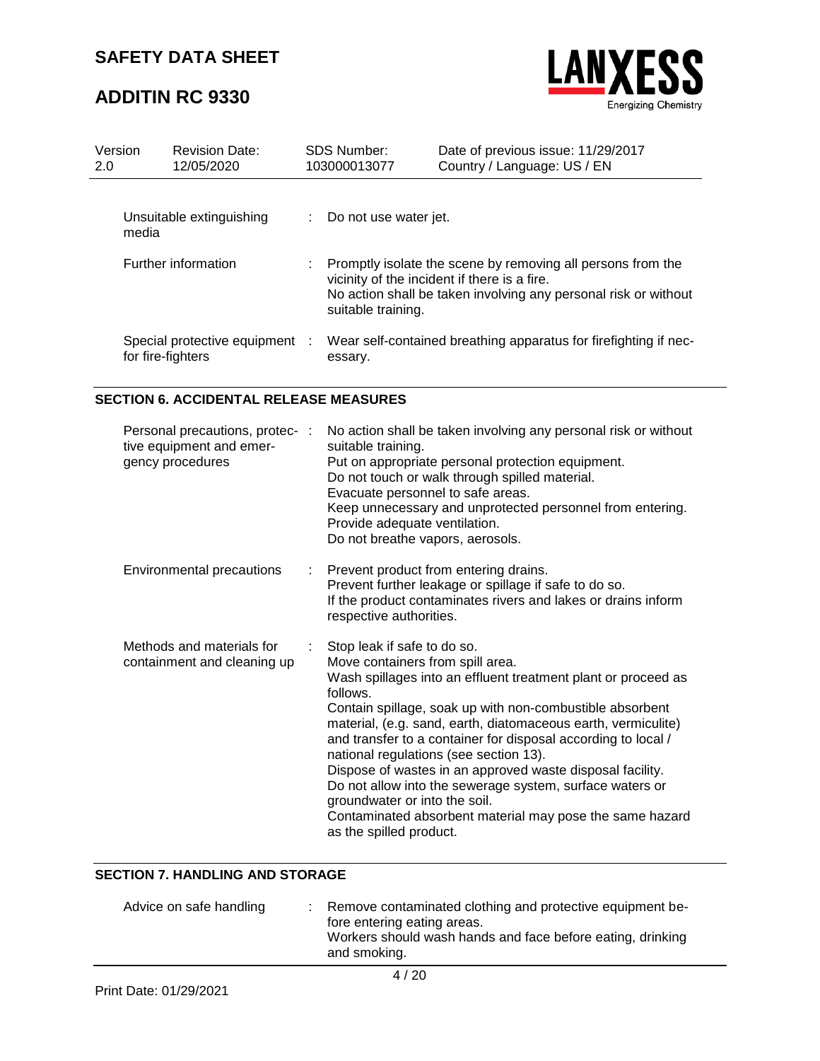| | | |
|---|---|---|
| Unsuitable extinguishing media | : | Do not use water jet. |
| Further information | : | Promptly isolate the scene by removing all persons from the vicinity of the incident if there is a fire.<br>No action shall be taken involving any personal risk or without suitable training. |
| Special protective equipment for fire-fighters | : | Wear self-contained breathing apparatus for firefighting if necessary. |

## SECTION 6. ACCIDENTAL RELEASE MEASURES

| | | |
|---|---|---|
| Personal precautions, protective equipment and emergency procedures | : | No action shall be taken involving any personal risk or without suitable training.<br>Put on appropriate personal protection equipment.<br>Do not touch or walk through spilled material.<br>Evacuate personnel to safe areas.<br>Keep unnecessary and unprotected personnel from entering.<br>Provide adequate ventilation.<br>Do not breathe vapors, aerosols. |
| Environmental precautions | : | Prevent product from entering drains.<br>Prevent further leakage or spillage if safe to do so.<br>If the product contaminates rivers and lakes or drains inform respective authorities. |
| Methods and materials for containment and cleaning up | : | Stop leak if safe to do so.<br>Move containers from spill area.<br>Wash spillages into an effluent treatment plant or proceed as follows.<br>Contain spillage, soak up with non-combustible absorbent material, (e.g. sand, earth, diatomaceous earth, vermiculite) and transfer to a container for disposal according to local / national regulations (see section 13).<br>Dispose of wastes in an approved waste disposal facility.<br>Do not allow into the sewerage system, surface waters or groundwater or into the soil.<br>Contaminated absorbent material may pose the same hazard as the spilled product. |

## SECTION 7. HANDLING AND STORAGE

| | | |
|---|---|---|
| Advice on safe handling | : | Remove contaminated clothing and protective equipment before entering eating areas.<br>Workers should wash hands and face before eating, drinking and smoking. |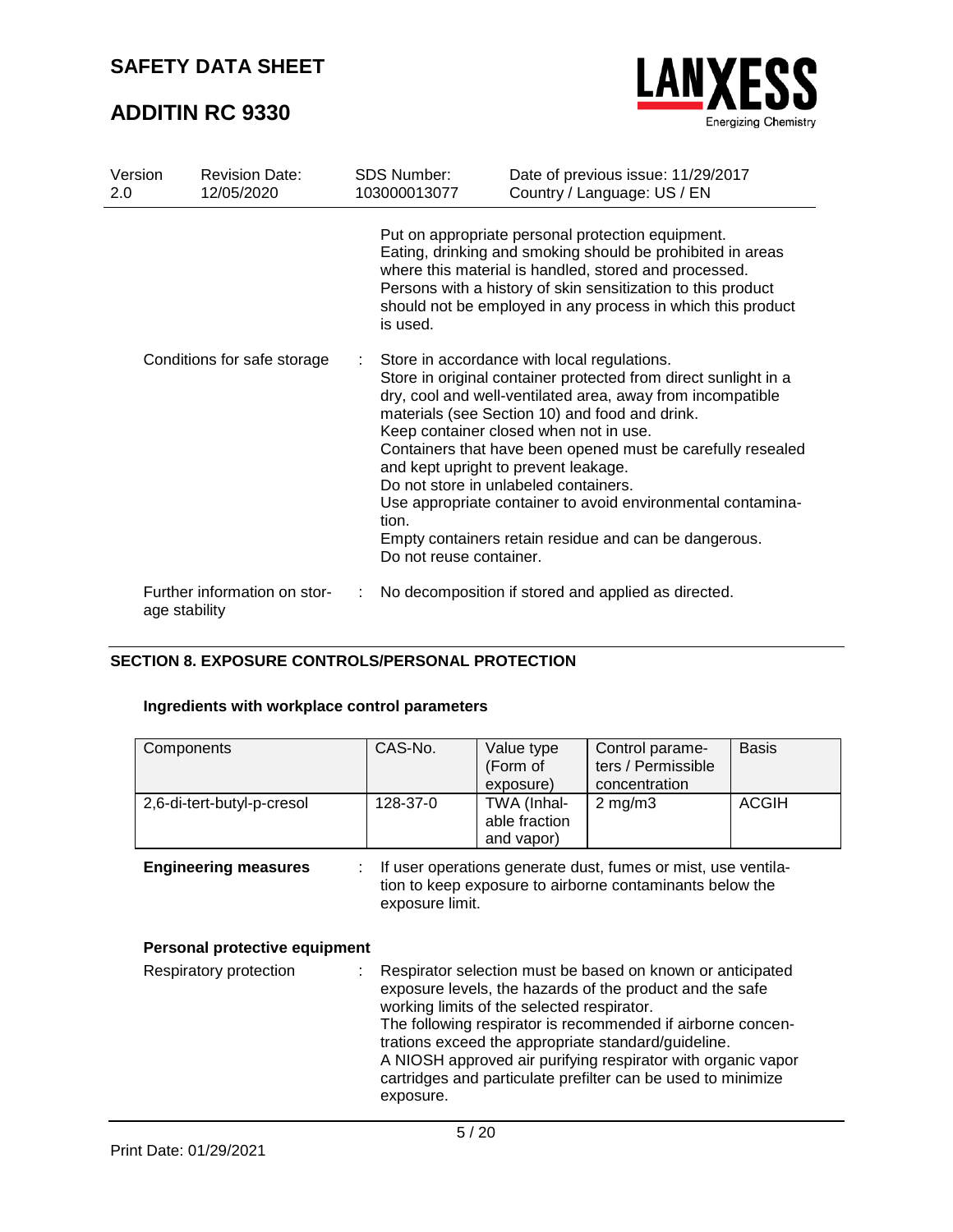Put on appropriate personal protection equipment.
Eating, drinking and smoking should be prohibited in areas where this material is handled, stored and processed.
Persons with a history of skin sensitization to this product should not be employed in any process in which this product is used.

Conditions for safe storage : Store in accordance with local regulations.
Store in original container protected from direct sunlight in a dry, cool and well-ventilated area, away from incompatible materials (see Section 10) and food and drink.
Keep container closed when not in use.
Containers that have been opened must be carefully resealed and kept upright to prevent leakage.
Do not store in unlabeled containers.
Use appropriate container to avoid environmental contamination.
Empty containers retain residue and can be dangerous.
Do not reuse container.

Further information on storage stability : No decomposition if stored and applied as directed.

## SECTION 8. EXPOSURE CONTROLS/PERSONAL PROTECTION

### Ingredients with workplace control parameters

| Components | CAS-No. | Value type (Form of exposure) | Control parameters / Permissible concentration | Basis |
|---|---|---|---|---|
| 2,6-di-tert-butyl-p-cresol | 128-37-0 | TWA (Inhalable fraction and vapor) | 2 mg/m3 | ACGIH |

**Engineering measures** : If user operations generate dust, fumes or mist, use ventilation to keep exposure to airborne contaminants below the exposure limit.

### Personal protective equipment

Respiratory protection : Respirator selection must be based on known or anticipated exposure levels, the hazards of the product and the safe working limits of the selected respirator.
The following respirator is recommended if airborne concentrations exceed the appropriate standard/guideline.
A NIOSH approved air purifying respirator with organic vapor cartridges and particulate prefilter can be used to minimize exposure.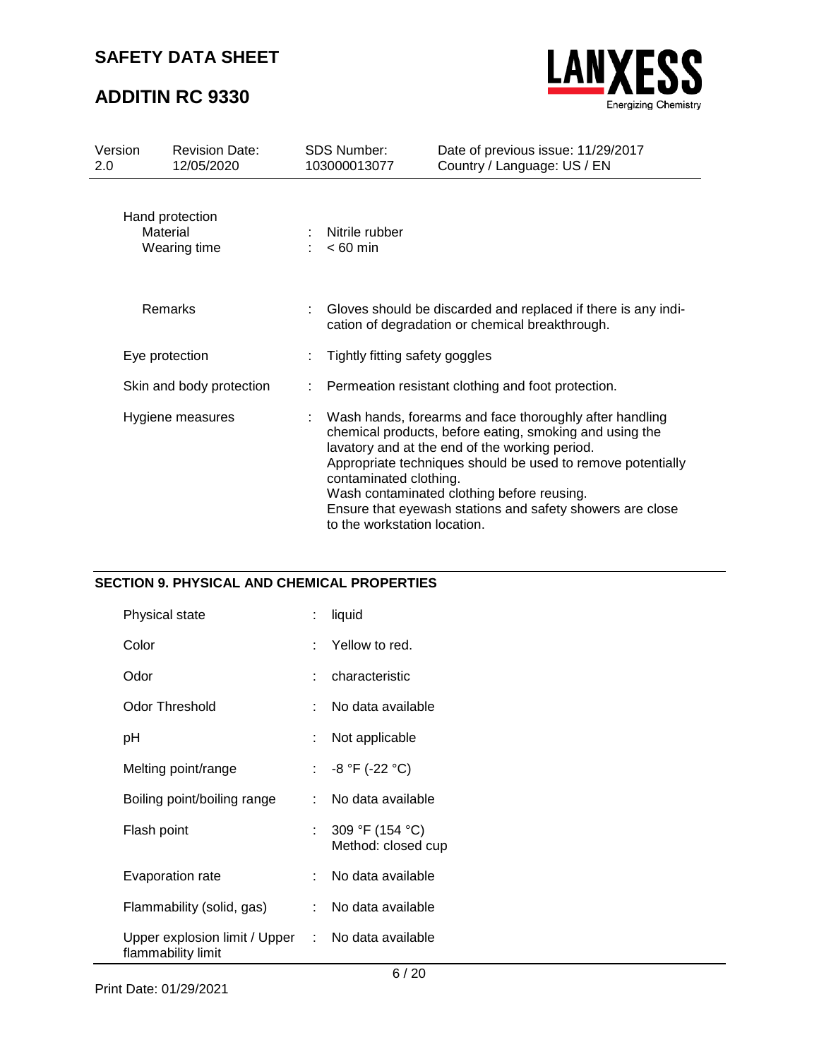Hand protection

| | | |
|---|---|---|
| Material | : | Nitrile rubber |
| Wearing time | : | < 60 min |
| Remarks | : | Gloves should be discarded and replaced if there is any indication of degradation or chemical breakthrough. |

| | | |
|---|---|---|
| Eye protection | : | Tightly fitting safety goggles |
| Skin and body protection | : | Permeation resistant clothing and foot protection. |
| Hygiene measures | : | Wash hands, forearms and face thoroughly after handling chemical products, before eating, smoking and using the lavatory and at the end of the working period.<br>Appropriate techniques should be used to remove potentially contaminated clothing.<br>Wash contaminated clothing before reusing.<br>Ensure that eyewash stations and safety showers are close to the workstation location. |

## SECTION 9. PHYSICAL AND CHEMICAL PROPERTIES

| | | |
|---|---|---|
| Physical state | : | liquid |
| Color | : | Yellow to red. |
| Odor | : | characteristic |
| Odor Threshold | : | No data available |
| pH | : | Not applicable |
| Melting point/range | : | -8 °F (-22 °C) |
| Boiling point/boiling range | : | No data available |
| Flash point | : | 309 °F (154 °C)<br>Method: closed cup |
| Evaporation rate | : | No data available |
| Flammability (solid, gas) | : | No data available |
| Upper explosion limit / Upper flammability limit | : | No data available |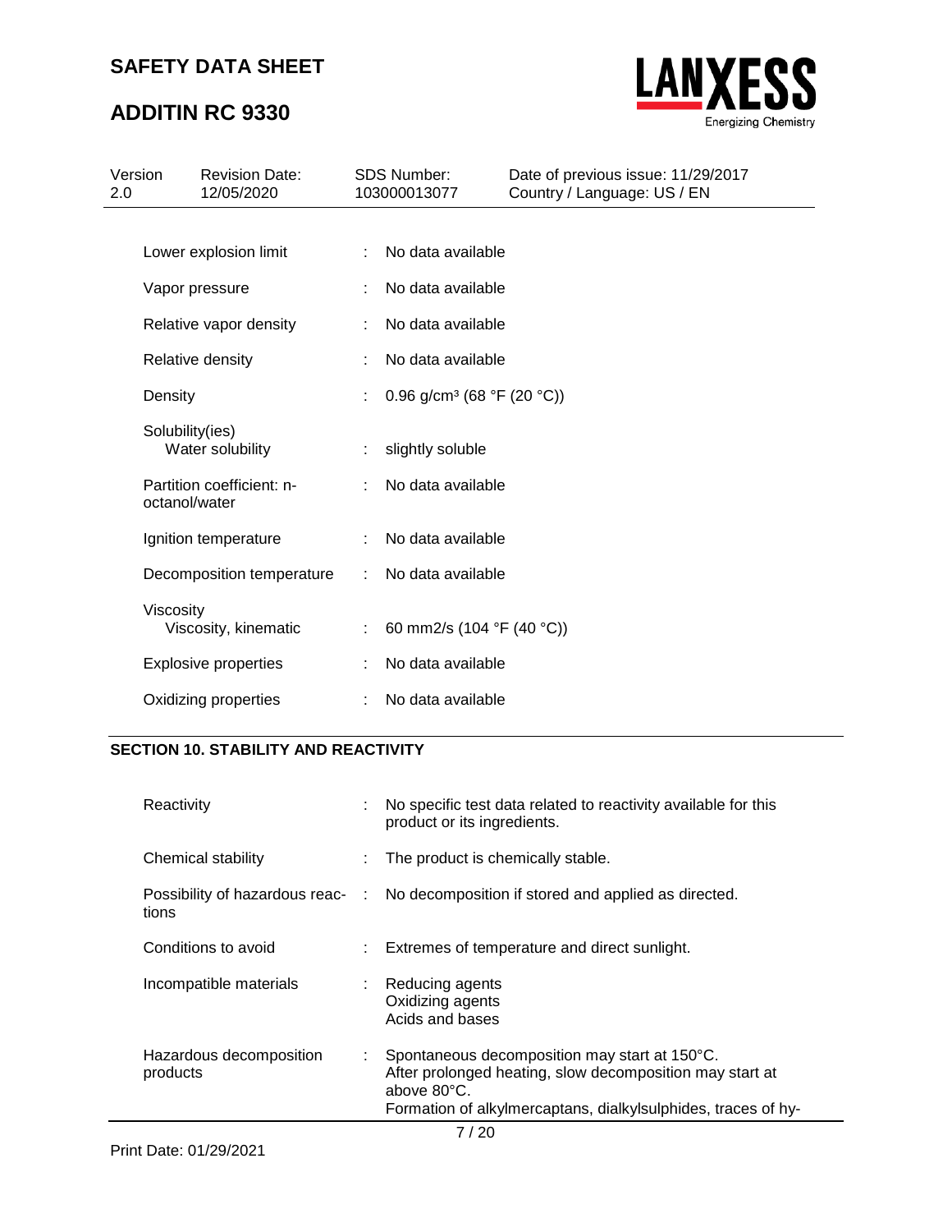| | | |
|---|---|---|
| Lower explosion limit | : | No data available |
| Vapor pressure | : | No data available |
| Relative vapor density | : | No data available |
| Relative density | : | No data available |
| Density | : | 0.96 g/cm³ (68 °F (20 °C)) |
| Solubility(ies)<br>Water solubility | : | slightly soluble |
| Partition coefficient: n-octanol/water | : | No data available |
| Ignition temperature | : | No data available |
| Decomposition temperature | : | No data available |
| Viscosity<br>Viscosity, kinematic | : | 60 mm2/s (104 °F (40 °C)) |
| Explosive properties | : | No data available |
| Oxidizing properties | : | No data available |

## SECTION 10. STABILITY AND REACTIVITY

| | | |
|---|---|---|
| Reactivity | : | No specific test data related to reactivity available for this product or its ingredients. |
| Chemical stability | : | The product is chemically stable. |
| Possibility of hazardous reactions | : | No decomposition if stored and applied as directed. |
| Conditions to avoid | : | Extremes of temperature and direct sunlight. |
| Incompatible materials | : | Reducing agents<br>Oxidizing agents<br>Acids and bases |
| Hazardous decomposition products | : | Spontaneous decomposition may start at 150°C.<br>After prolonged heating, slow decomposition may start at above 80°C.<br>Formation of alkylmercaptans, dialkylsulphides, traces of hy- |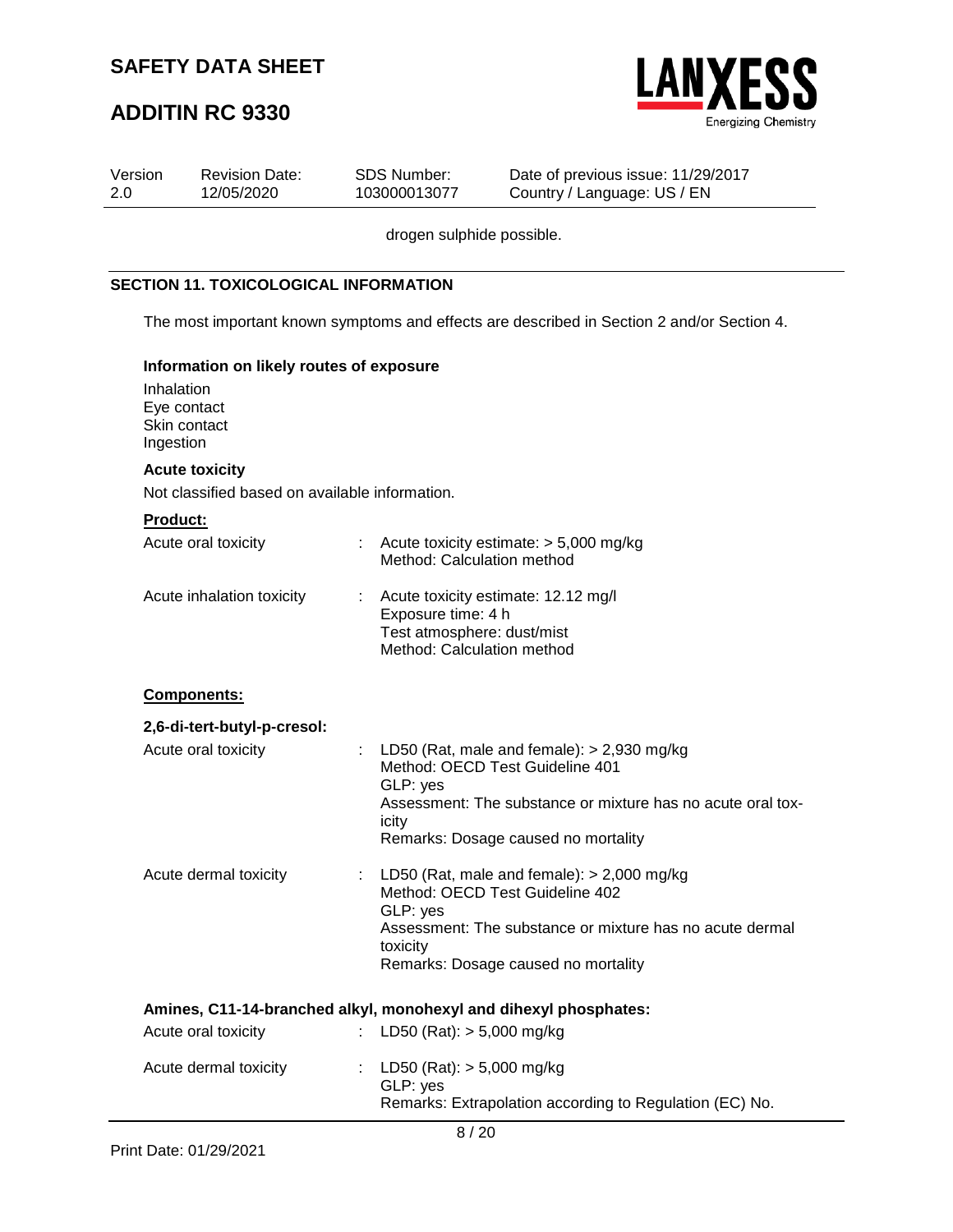drogen sulphide possible.

## SECTION 11. TOXICOLOGICAL INFORMATION

The most important known symptoms and effects are described in Section 2 and/or Section 4.

**Information on likely routes of exposure**

Inhalation
Eye contact
Skin contact
Ingestion

**Acute toxicity**

Not classified based on available information.

**Product:**

| | | |
|---|---|---|
| Acute oral toxicity | : | Acute toxicity estimate: > 5,000 mg/kg<br>Method: Calculation method |
| Acute inhalation toxicity | : | Acute toxicity estimate: 12.12 mg/l<br>Exposure time: 4 h<br>Test atmosphere: dust/mist<br>Method: Calculation method |

**Components:**

**2,6-di-tert-butyl-p-cresol:**

| | | |
|---|---|---|
| Acute oral toxicity | : | LD50 (Rat, male and female): > 2,930 mg/kg<br>Method: OECD Test Guideline 401<br>GLP: yes<br>Assessment: The substance or mixture has no acute oral toxicity<br>Remarks: Dosage caused no mortality |
| Acute dermal toxicity | : | LD50 (Rat, male and female): > 2,000 mg/kg<br>Method: OECD Test Guideline 402<br>GLP: yes<br>Assessment: The substance or mixture has no acute dermal toxicity<br>Remarks: Dosage caused no mortality |

**Amines, C11-14-branched alkyl, monohexyl and dihexyl phosphates:**

| | | |
|---|---|---|
| Acute oral toxicity | : | LD50 (Rat): > 5,000 mg/kg |
| Acute dermal toxicity | : | LD50 (Rat): > 5,000 mg/kg<br>GLP: yes<br>Remarks: Extrapolation according to Regulation (EC) No. |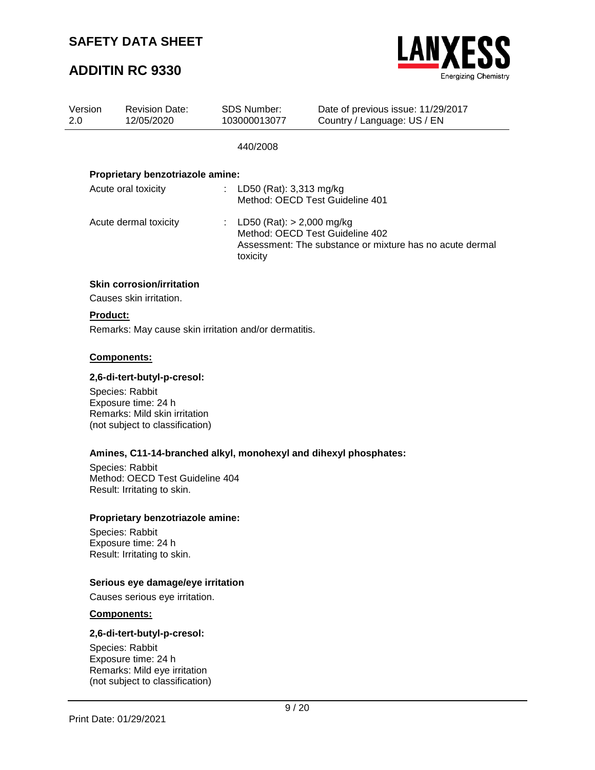440/2008

**Proprietary benzotriazole amine:**

| | | |
|---|---|---|
| Acute oral toxicity | : | LD50 (Rat): 3,313 mg/kg<br>Method: OECD Test Guideline 401 |
| Acute dermal toxicity | : | LD50 (Rat): > 2,000 mg/kg<br>Method: OECD Test Guideline 402<br>Assessment: The substance or mixture has no acute dermal toxicity |

### Skin corrosion/irritation

Causes skin irritation.

**Product:**

Remarks: May cause skin irritation and/or dermatitis.

**Components:**

**2,6-di-tert-butyl-p-cresol:**

Species: Rabbit
Exposure time: 24 h
Remarks: Mild skin irritation
(not subject to classification)

**Amines, C11-14-branched alkyl, monohexyl and dihexyl phosphates:**

Species: Rabbit
Method: OECD Test Guideline 404
Result: Irritating to skin.

**Proprietary benzotriazole amine:**

Species: Rabbit
Exposure time: 24 h
Result: Irritating to skin.

### Serious eye damage/eye irritation

Causes serious eye irritation.

**Components:**

**2,6-di-tert-butyl-p-cresol:**

Species: Rabbit
Exposure time: 24 h
Remarks: Mild eye irritation
(not subject to classification)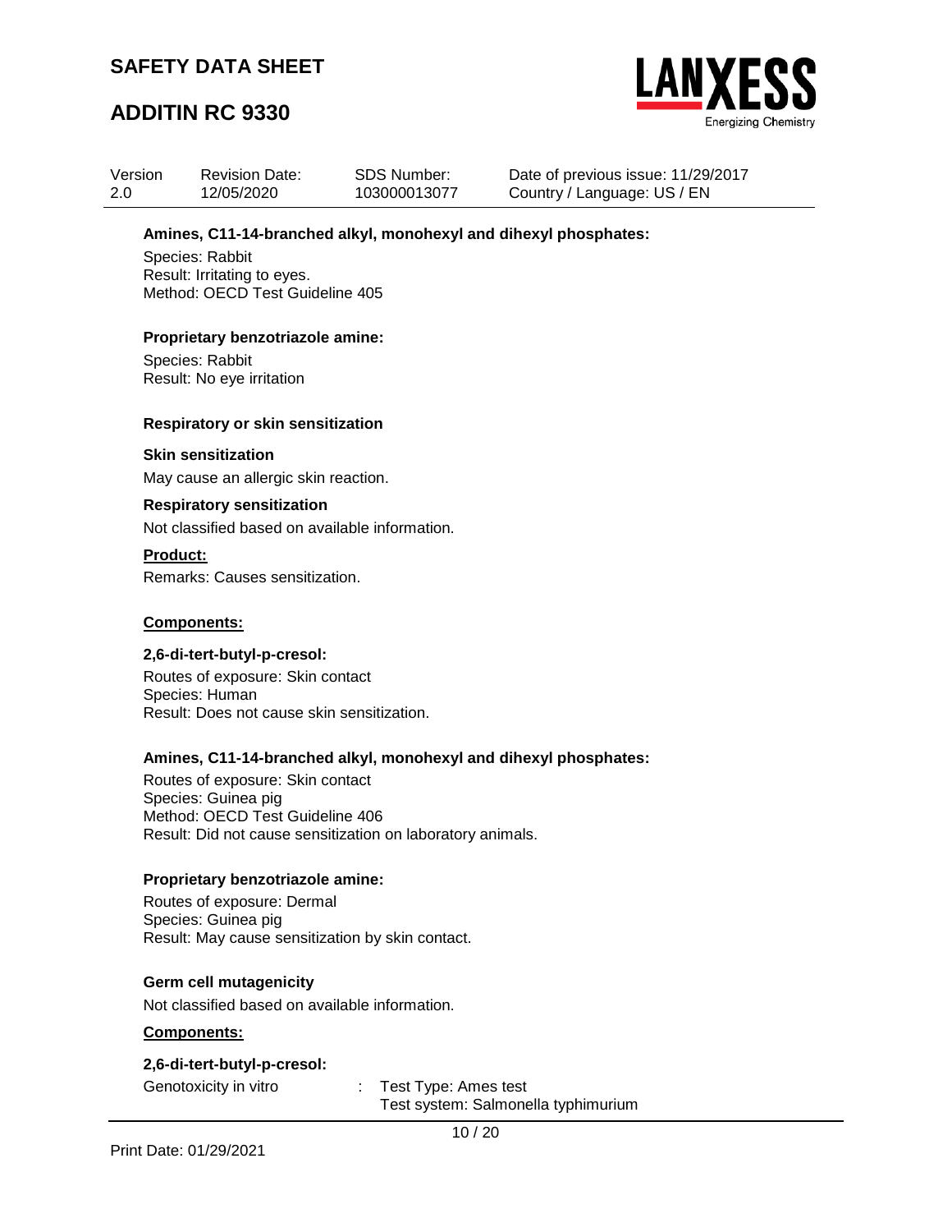**Amines, C11-14-branched alkyl, monohexyl and dihexyl phosphates:**

Species: Rabbit
Result: Irritating to eyes.
Method: OECD Test Guideline 405

**Proprietary benzotriazole amine:**

Species: Rabbit
Result: No eye irritation

**Respiratory or skin sensitization**

**Skin sensitization**

May cause an allergic skin reaction.

**Respiratory sensitization**

Not classified based on available information.

**Product:**

Remarks: Causes sensitization.

**Components:**

**2,6-di-tert-butyl-p-cresol:**

Routes of exposure: Skin contact
Species: Human
Result: Does not cause skin sensitization.

**Amines, C11-14-branched alkyl, monohexyl and dihexyl phosphates:**

Routes of exposure: Skin contact
Species: Guinea pig
Method: OECD Test Guideline 406
Result: Did not cause sensitization on laboratory animals.

**Proprietary benzotriazole amine:**

Routes of exposure: Dermal
Species: Guinea pig
Result: May cause sensitization by skin contact.

**Germ cell mutagenicity**

Not classified based on available information.

**Components:**

**2,6-di-tert-butyl-p-cresol:**

Genotoxicity in vitro : Test Type: Ames test
Test system: Salmonella typhimurium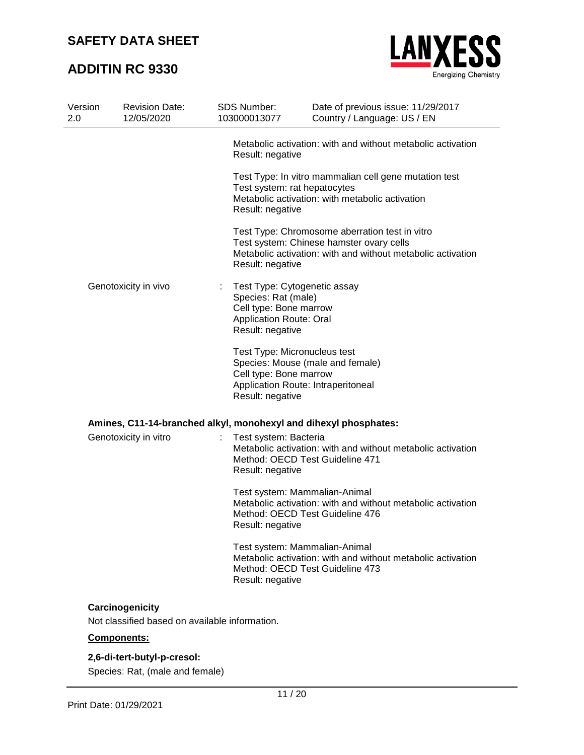Metabolic activation: with and without metabolic activation
Result: negative

Test Type: In vitro mammalian cell gene mutation test
Test system: rat hepatocytes
Metabolic activation: with metabolic activation
Result: negative

Test Type: Chromosome aberration test in vitro
Test system: Chinese hamster ovary cells
Metabolic activation: with and without metabolic activation
Result: negative

Genotoxicity in vivo : Test Type: Cytogenetic assay
Species: Rat (male)
Cell type: Bone marrow
Application Route: Oral
Result: negative

Test Type: Micronucleus test
Species: Mouse (male and female)
Cell type: Bone marrow
Application Route: Intraperitoneal
Result: negative

**Amines, C11-14-branched alkyl, monohexyl and dihexyl phosphates:**

Genotoxicity in vitro : Test system: Bacteria
Metabolic activation: with and without metabolic activation
Method: OECD Test Guideline 471
Result: negative

Test system: Mammalian-Animal
Metabolic activation: with and without metabolic activation
Method: OECD Test Guideline 476
Result: negative

Test system: Mammalian-Animal
Metabolic activation: with and without metabolic activation
Method: OECD Test Guideline 473
Result: negative

**Carcinogenicity**

Not classified based on available information.

**Components:**

**2,6-di-tert-butyl-p-cresol:**

Species: Rat, (male and female)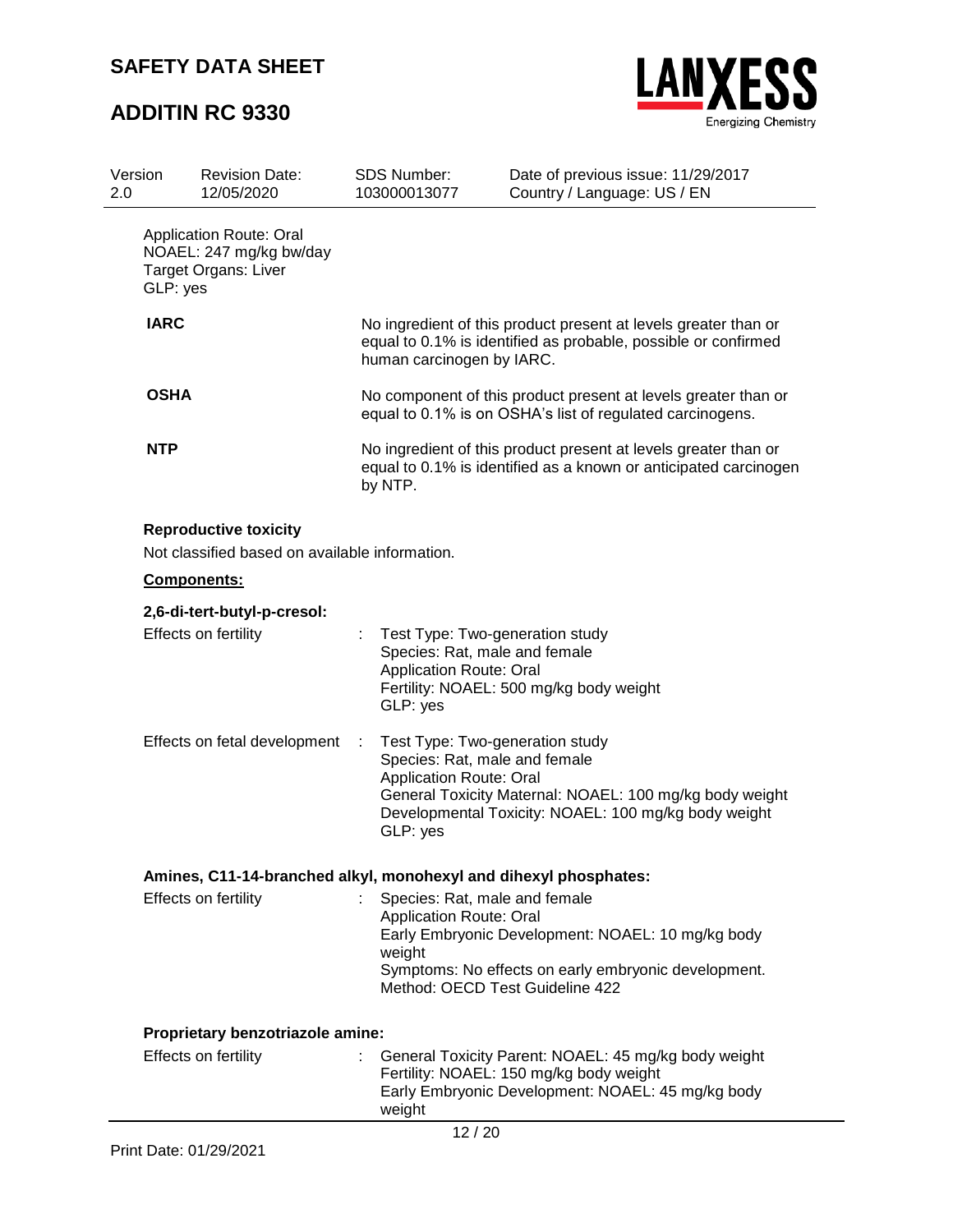Application Route: Oral
NOAEL: 247 mg/kg bw/day
Target Organs: Liver
GLP: yes

**IARC**

No ingredient of this product present at levels greater than or equal to 0.1% is identified as probable, possible or confirmed human carcinogen by IARC.

**OSHA**

No component of this product present at levels greater than or equal to 0.1% is on OSHA's list of regulated carcinogens.

**NTP**

No ingredient of this product present at levels greater than or equal to 0.1% is identified as a known or anticipated carcinogen by NTP.

**Reproductive toxicity**

Not classified based on available information.

**Components:**

**2,6-di-tert-butyl-p-cresol:**

Effects on fertility : Test Type: Two-generation study
Species: Rat, male and female
Application Route: Oral
Fertility: NOAEL: 500 mg/kg body weight
GLP: yes

Effects on fetal development : Test Type: Two-generation study
Species: Rat, male and female
Application Route: Oral
General Toxicity Maternal: NOAEL: 100 mg/kg body weight
Developmental Toxicity: NOAEL: 100 mg/kg body weight
GLP: yes

**Amines, C11-14-branched alkyl, monohexyl and dihexyl phosphates:**

Effects on fertility : Species: Rat, male and female
Application Route: Oral
Early Embryonic Development: NOAEL: 10 mg/kg body weight
Symptoms: No effects on early embryonic development.
Method: OECD Test Guideline 422

**Proprietary benzotriazole amine:**

Effects on fertility : General Toxicity Parent: NOAEL: 45 mg/kg body weight
Fertility: NOAEL: 150 mg/kg body weight
Early Embryonic Development: NOAEL: 45 mg/kg body weight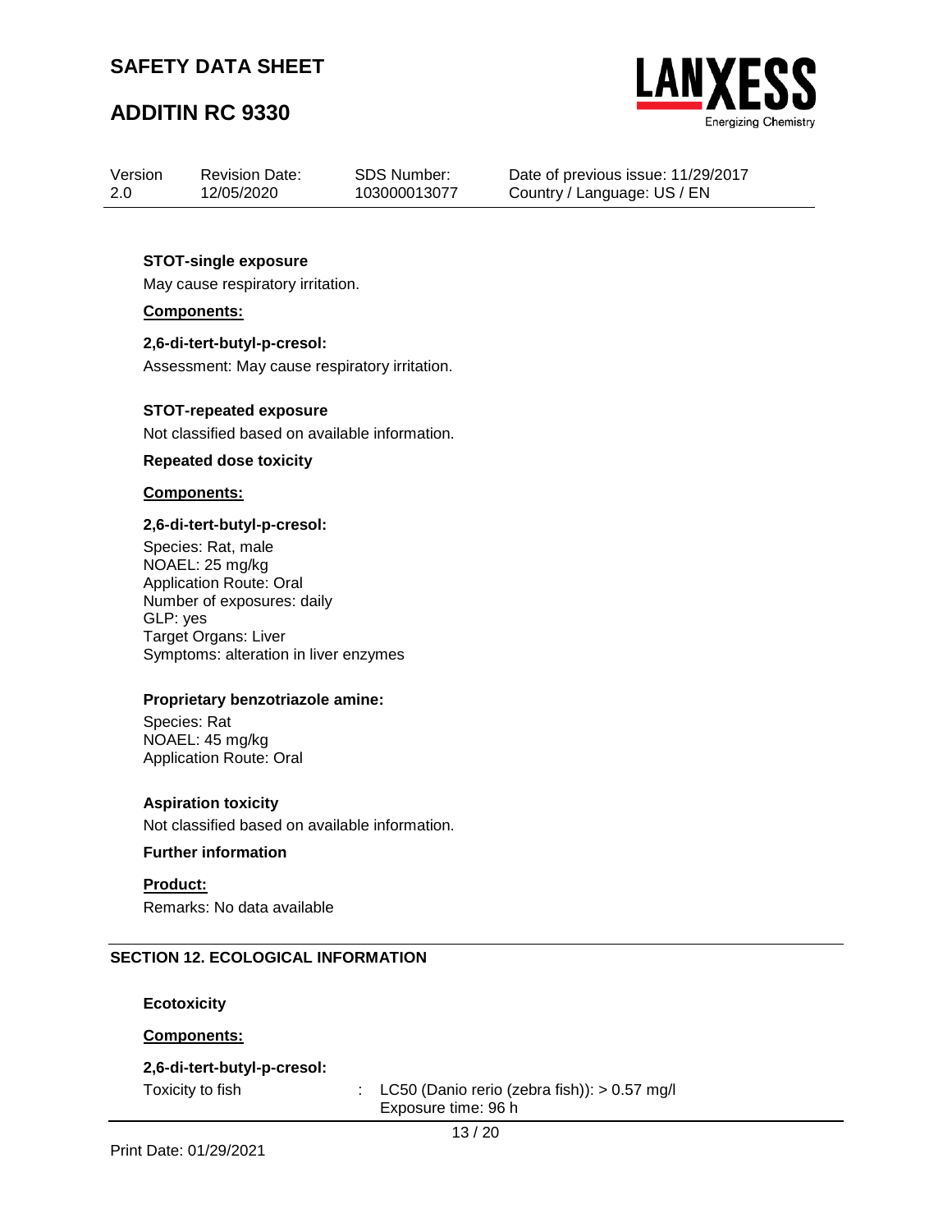**STOT-single exposure**

May cause respiratory irritation.

**Components:**

**2,6-di-tert-butyl-p-cresol:**

Assessment: May cause respiratory irritation.

**STOT-repeated exposure**

Not classified based on available information.

**Repeated dose toxicity**

**Components:**

**2,6-di-tert-butyl-p-cresol:**

Species: Rat, male
NOAEL: 25 mg/kg
Application Route: Oral
Number of exposures: daily
GLP: yes
Target Organs: Liver
Symptoms: alteration in liver enzymes

**Proprietary benzotriazole amine:**

Species: Rat
NOAEL: 45 mg/kg
Application Route: Oral

**Aspiration toxicity**

Not classified based on available information.

**Further information**

**Product:**

Remarks: No data available

## SECTION 12. ECOLOGICAL INFORMATION

**Ecotoxicity**

**Components:**

**2,6-di-tert-butyl-p-cresol:**

Toxicity to fish : LC50 (Danio rerio (zebra fish)): > 0.57 mg/l
Exposure time: 96 h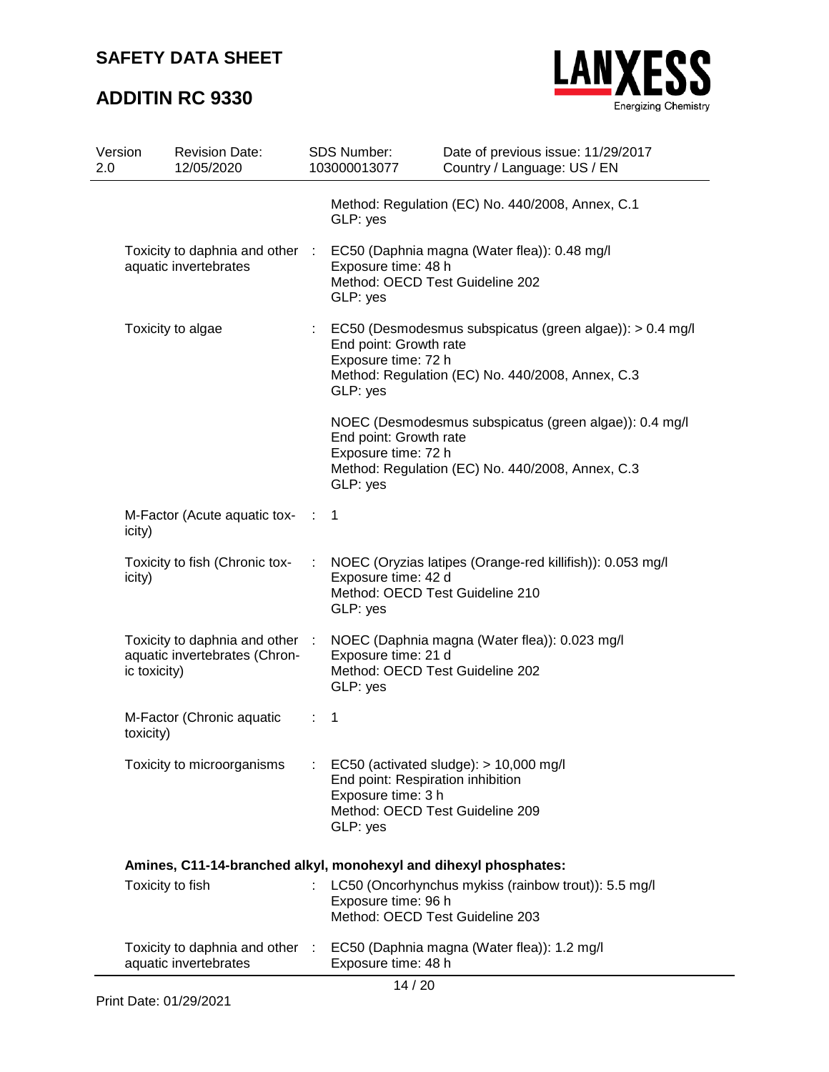Method: Regulation (EC) No. 440/2008, Annex, C.1
GLP: yes

| | | |
|---|---|---|
| Toxicity to daphnia and other aquatic invertebrates | : | EC50 (Daphnia magna (Water flea)): 0.48 mg/l<br>Exposure time: 48 h<br>Method: OECD Test Guideline 202<br>GLP: yes |
| Toxicity to algae | : | EC50 (Desmodesmus subspicatus (green algae)): > 0.4 mg/l<br>End point: Growth rate<br>Exposure time: 72 h<br>Method: Regulation (EC) No. 440/2008, Annex, C.3<br>GLP: yes<br><br>NOEC (Desmodesmus subspicatus (green algae)): 0.4 mg/l<br>End point: Growth rate<br>Exposure time: 72 h<br>Method: Regulation (EC) No. 440/2008, Annex, C.3<br>GLP: yes |
| M-Factor (Acute aquatic toxicity) | : | 1 |
| Toxicity to fish (Chronic toxicity) | : | NOEC (Oryzias latipes (Orange-red killifish)): 0.053 mg/l<br>Exposure time: 42 d<br>Method: OECD Test Guideline 210<br>GLP: yes |
| Toxicity to daphnia and other aquatic invertebrates (Chronic toxicity) | : | NOEC (Daphnia magna (Water flea)): 0.023 mg/l<br>Exposure time: 21 d<br>Method: OECD Test Guideline 202<br>GLP: yes |
| M-Factor (Chronic aquatic toxicity) | : | 1 |
| Toxicity to microorganisms | : | EC50 (activated sludge): > 10,000 mg/l<br>End point: Respiration inhibition<br>Exposure time: 3 h<br>Method: OECD Test Guideline 209<br>GLP: yes |

**Amines, C11-14-branched alkyl, monohexyl and dihexyl phosphates:**

| | | |
|---|---|---|
| Toxicity to fish | : | LC50 (Oncorhynchus mykiss (rainbow trout)): 5.5 mg/l<br>Exposure time: 96 h<br>Method: OECD Test Guideline 203 |
| Toxicity to daphnia and other aquatic invertebrates | : | EC50 (Daphnia magna (Water flea)): 1.2 mg/l<br>Exposure time: 48 h |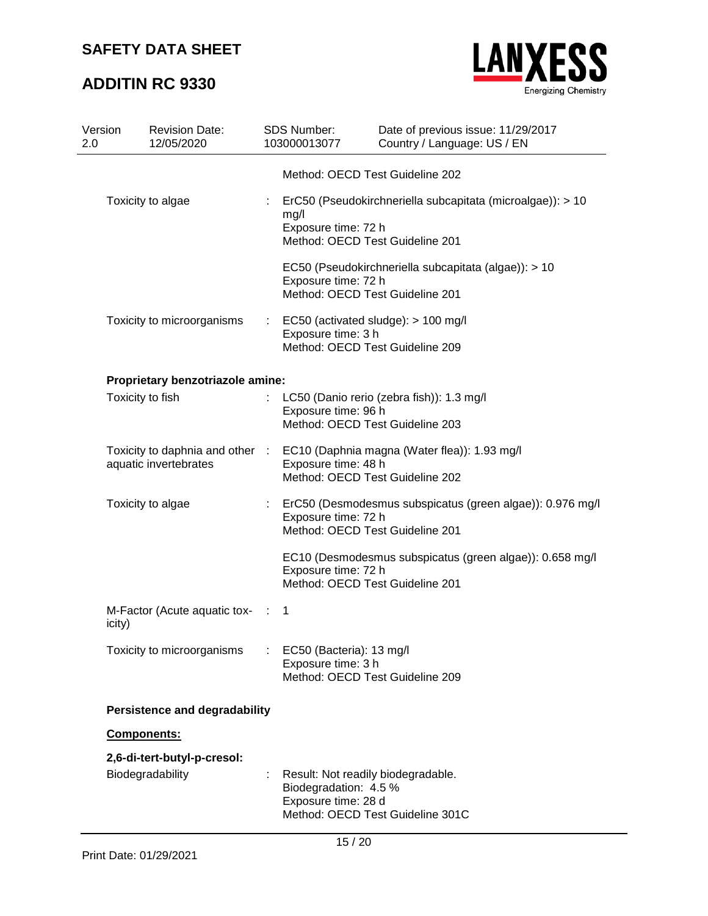Method: OECD Test Guideline 202

| | | |
|---|---|---|
| Toxicity to algae | : | ErC50 (Pseudokirchneriella subcapitata (microalgae)): > 10 mg/l<br>Exposure time: 72 h<br>Method: OECD Test Guideline 201 |
| | | EC50 (Pseudokirchneriella subcapitata (algae)): > 10<br>Exposure time: 72 h<br>Method: OECD Test Guideline 201 |
| Toxicity to microorganisms | : | EC50 (activated sludge): > 100 mg/l<br>Exposure time: 3 h<br>Method: OECD Test Guideline 209 |

**Proprietary benzotriazole amine:**

| | | |
|---|---|---|
| Toxicity to fish | : | LC50 (Danio rerio (zebra fish)): 1.3 mg/l<br>Exposure time: 96 h<br>Method: OECD Test Guideline 203 |
| Toxicity to daphnia and other aquatic invertebrates | : | EC10 (Daphnia magna (Water flea)): 1.93 mg/l<br>Exposure time: 48 h<br>Method: OECD Test Guideline 202 |
| Toxicity to algae | : | ErC50 (Desmodesmus subspicatus (green algae)): 0.976 mg/l<br>Exposure time: 72 h<br>Method: OECD Test Guideline 201 |
| | | EC10 (Desmodesmus subspicatus (green algae)): 0.658 mg/l<br>Exposure time: 72 h<br>Method: OECD Test Guideline 201 |
| M-Factor (Acute aquatic toxicity) | : | 1 |
| Toxicity to microorganisms | : | EC50 (Bacteria): 13 mg/l<br>Exposure time: 3 h<br>Method: OECD Test Guideline 209 |

**Persistence and degradability**

**Components:**

**2,6-di-tert-butyl-p-cresol:**

| | | |
|---|---|---|
| Biodegradability | : | Result: Not readily biodegradable.<br>Biodegradation: 4.5 %<br>Exposure time: 28 d<br>Method: OECD Test Guideline 301C |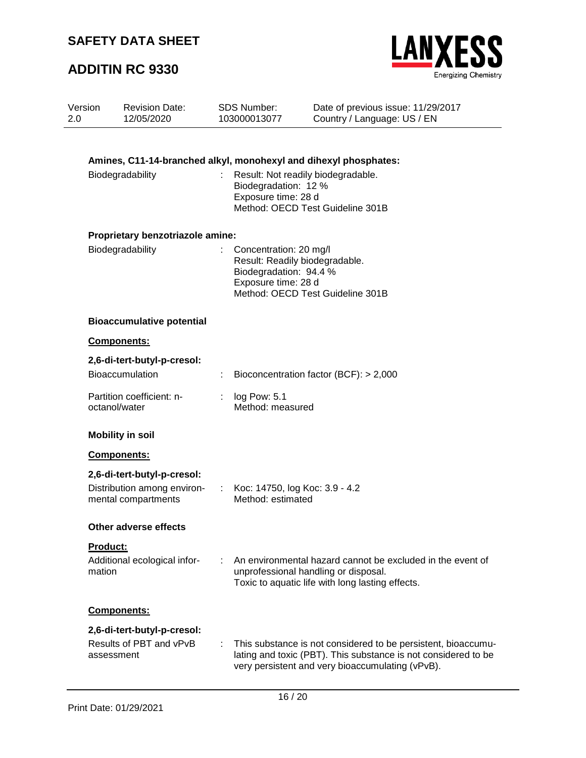**Amines, C11-14-branched alkyl, monohexyl and dihexyl phosphates:**

Biodegradability : Result: Not readily biodegradable.
Biodegradation: 12 %
Exposure time: 28 d
Method: OECD Test Guideline 301B

**Proprietary benzotriazole amine:**

Biodegradability : Concentration: 20 mg/l
Result: Readily biodegradable.
Biodegradation: 94.4 %
Exposure time: 28 d
Method: OECD Test Guideline 301B

**Bioaccumulative potential**

**Components:**

**2,6-di-tert-butyl-p-cresol:**

Bioaccumulation : Bioconcentration factor (BCF): > 2,000

Partition coefficient: n-octanol/water : log Pow: 5.1
Method: measured

**Mobility in soil**

**Components:**

**2,6-di-tert-butyl-p-cresol:**

Distribution among environmental compartments : Koc: 14750, log Koc: 3.9 - 4.2
Method: estimated

**Other adverse effects**

**Product:**

Additional ecological information : An environmental hazard cannot be excluded in the event of unprofessional handling or disposal.
Toxic to aquatic life with long lasting effects.

**Components:**

**2,6-di-tert-butyl-p-cresol:**

Results of PBT and vPvB assessment : This substance is not considered to be persistent, bioaccumulating and toxic (PBT). This substance is not considered to be very persistent and very bioaccumulating (vPvB).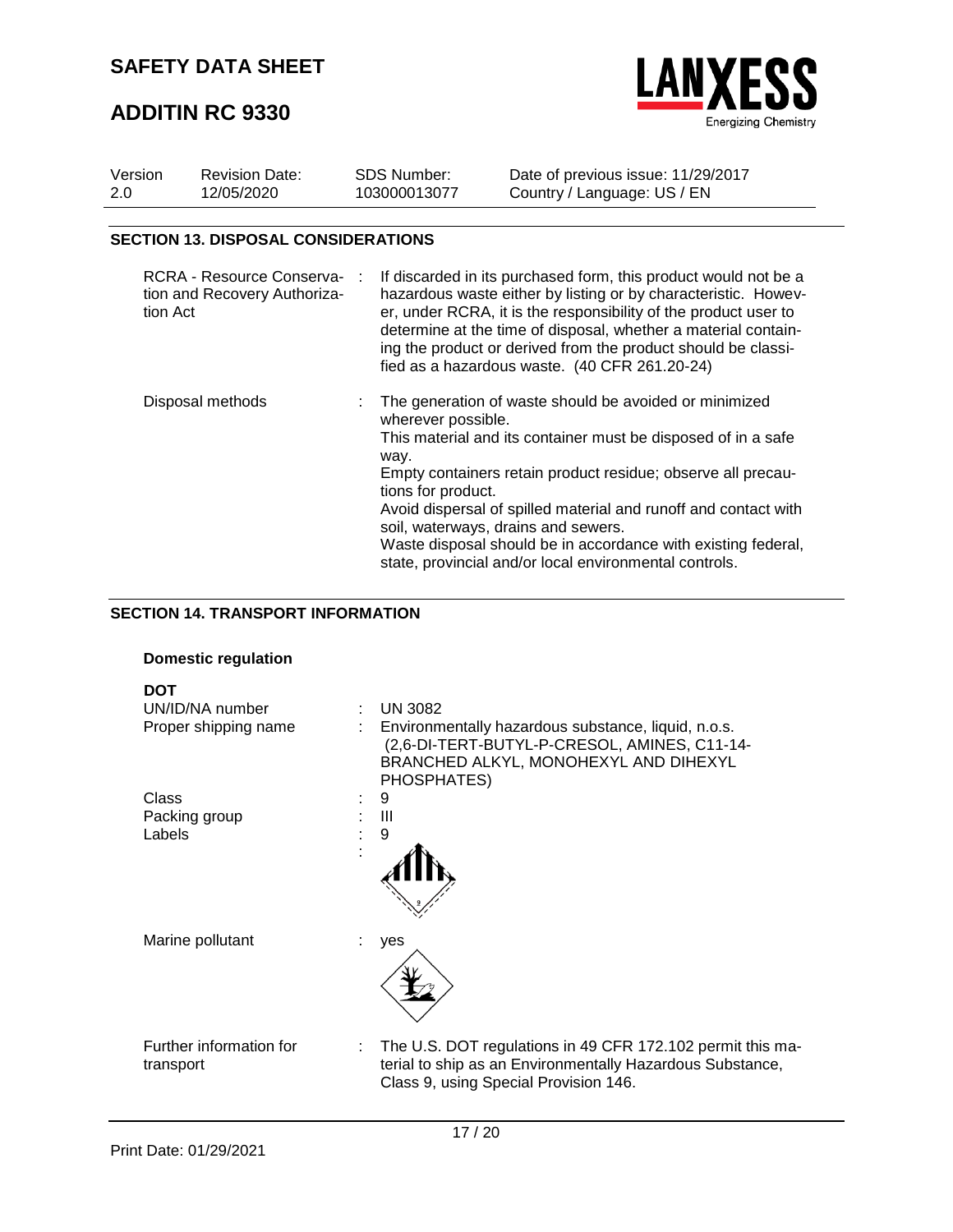# SAFETY DATA SHEET

# ADDITIN RC 9330

| Version | Revision Date: | SDS Number: | Date of previous issue: 11/29/2017 |
|---|---|---|---|
| 2.0 | 12/05/2020 | 103000013077 | Country / Language: US / EN |

## SECTION 13. DISPOSAL CONSIDERATIONS

RCRA - Resource Conservation and Recovery Authorization Act : If discarded in its purchased form, this product would not be a hazardous waste either by listing or by characteristic. However, under RCRA, it is the responsibility of the product user to determine at the time of disposal, whether a material containing the product or derived from the product should be classified as a hazardous waste. (40 CFR 261.20-24)

Disposal methods : The generation of waste should be avoided or minimized wherever possible.
This material and its container must be disposed of in a safe way.
Empty containers retain product residue; observe all precautions for product.
Avoid dispersal of spilled material and runoff and contact with soil, waterways, drains and sewers.
Waste disposal should be in accordance with existing federal, state, provincial and/or local environmental controls.

## SECTION 14. TRANSPORT INFORMATION

**Domestic regulation**

**DOT**

UN/ID/NA number : UN 3082

Proper shipping name : Environmentally hazardous substance, liquid, n.o.s. (2,6-DI-TERT-BUTYL-P-CRESOL, AMINES, C11-14-BRANCHED ALKYL, MONOHEXYL AND DIHEXYL PHOSPHATES)

Class : 9

Packing group : III

Labels : 9

Marine pollutant : yes

Further information for transport : The U.S. DOT regulations in 49 CFR 172.102 permit this material to ship as an Environmentally Hazardous Substance, Class 9, using Special Provision 146.

Print Date: 01/29/2021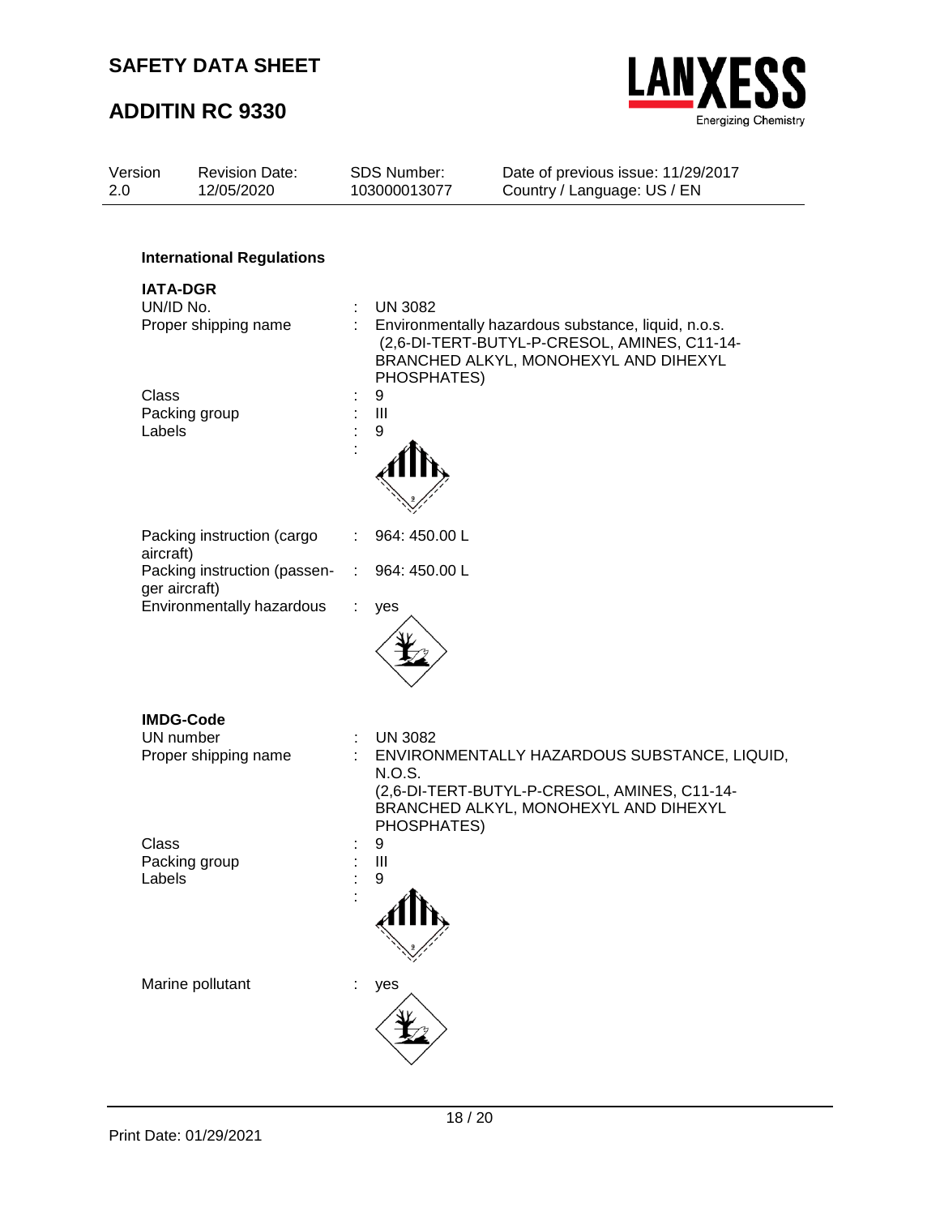#### International Regulations

**IATA-DGR**

| | | |
|---|---|---|
| UN/ID No. | : | UN 3082 |
| Proper shipping name | : | Environmentally hazardous substance, liquid, n.o.s. (2,6-DI-TERT-BUTYL-P-CRESOL, AMINES, C11-14-BRANCHED ALKYL, MONOHEXYL AND DIHEXYL PHOSPHATES) |
| Class | : | 9 |
| Packing group | : | III |
| Labels | : | 9 |
| Packing instruction (cargo aircraft) | : | 964: 450.00 L |
| Packing instruction (passenger aircraft) | : | 964: 450.00 L |
| Environmentally hazardous | : | yes |

**IMDG-Code**

| | | |
|---|---|---|
| UN number | : | UN 3082 |
| Proper shipping name | : | ENVIRONMENTALLY HAZARDOUS SUBSTANCE, LIQUID, N.O.S. (2,6-DI-TERT-BUTYL-P-CRESOL, AMINES, C11-14-BRANCHED ALKYL, MONOHEXYL AND DIHEXYL PHOSPHATES) |
| Class | : | 9 |
| Packing group | : | III |
| Labels | : | 9 |
| Marine pollutant | : | yes |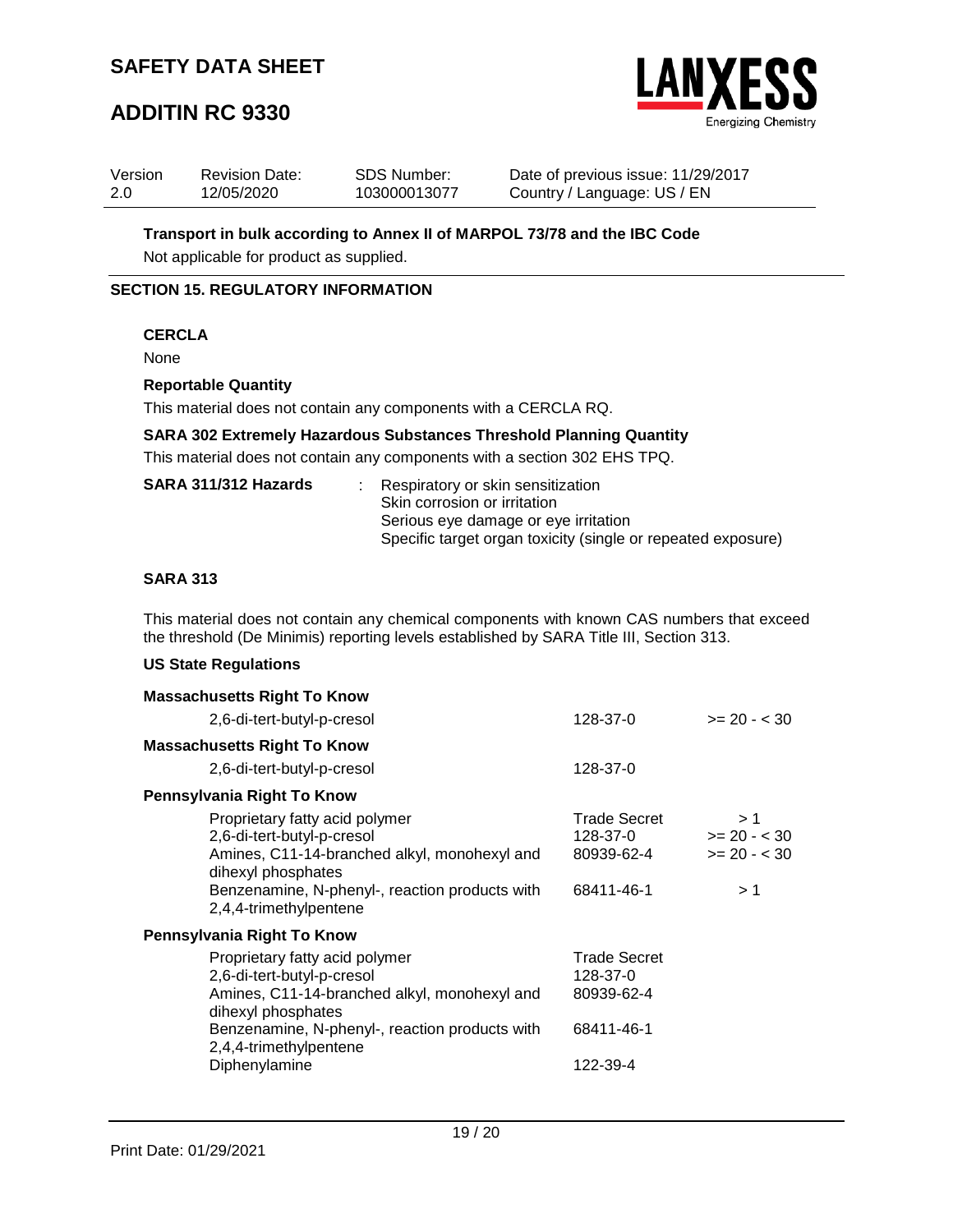**Transport in bulk according to Annex II of MARPOL 73/78 and the IBC Code**

Not applicable for product as supplied.

## SECTION 15. REGULATORY INFORMATION

**CERCLA**

None

**Reportable Quantity**

This material does not contain any components with a CERCLA RQ.

**SARA 302 Extremely Hazardous Substances Threshold Planning Quantity**

This material does not contain any components with a section 302 EHS TPQ.

**SARA 311/312 Hazards** : Respiratory or skin sensitization
Skin corrosion or irritation
Serious eye damage or eye irritation
Specific target organ toxicity (single or repeated exposure)

**SARA 313**

This material does not contain any chemical components with known CAS numbers that exceed the threshold (De Minimis) reporting levels established by SARA Title III, Section 313.

**US State Regulations**

**Massachusetts Right To Know**

| | | |
|---|---|---|
| 2,6-di-tert-butyl-p-cresol | 128-37-0 | >= 20 - < 30 |

**Massachusetts Right To Know**

| | |
|---|---|
| 2,6-di-tert-butyl-p-cresol | 128-37-0 |

**Pennsylvania Right To Know**

| | | |
|---|---|---|
| Proprietary fatty acid polymer | Trade Secret | > 1 |
| 2,6-di-tert-butyl-p-cresol | 128-37-0 | >= 20 - < 30 |
| Amines, C11-14-branched alkyl, monohexyl and dihexyl phosphates | 80939-62-4 | >= 20 - < 30 |
| Benzenamine, N-phenyl-, reaction products with 2,4,4-trimethylpentene | 68411-46-1 | > 1 |

**Pennsylvania Right To Know**

| | |
|---|---|
| Proprietary fatty acid polymer | Trade Secret |
| 2,6-di-tert-butyl-p-cresol | 128-37-0 |
| Amines, C11-14-branched alkyl, monohexyl and dihexyl phosphates | 80939-62-4 |
| Benzenamine, N-phenyl-, reaction products with 2,4,4-trimethylpentene | 68411-46-1 |
| Diphenylamine | 122-39-4 |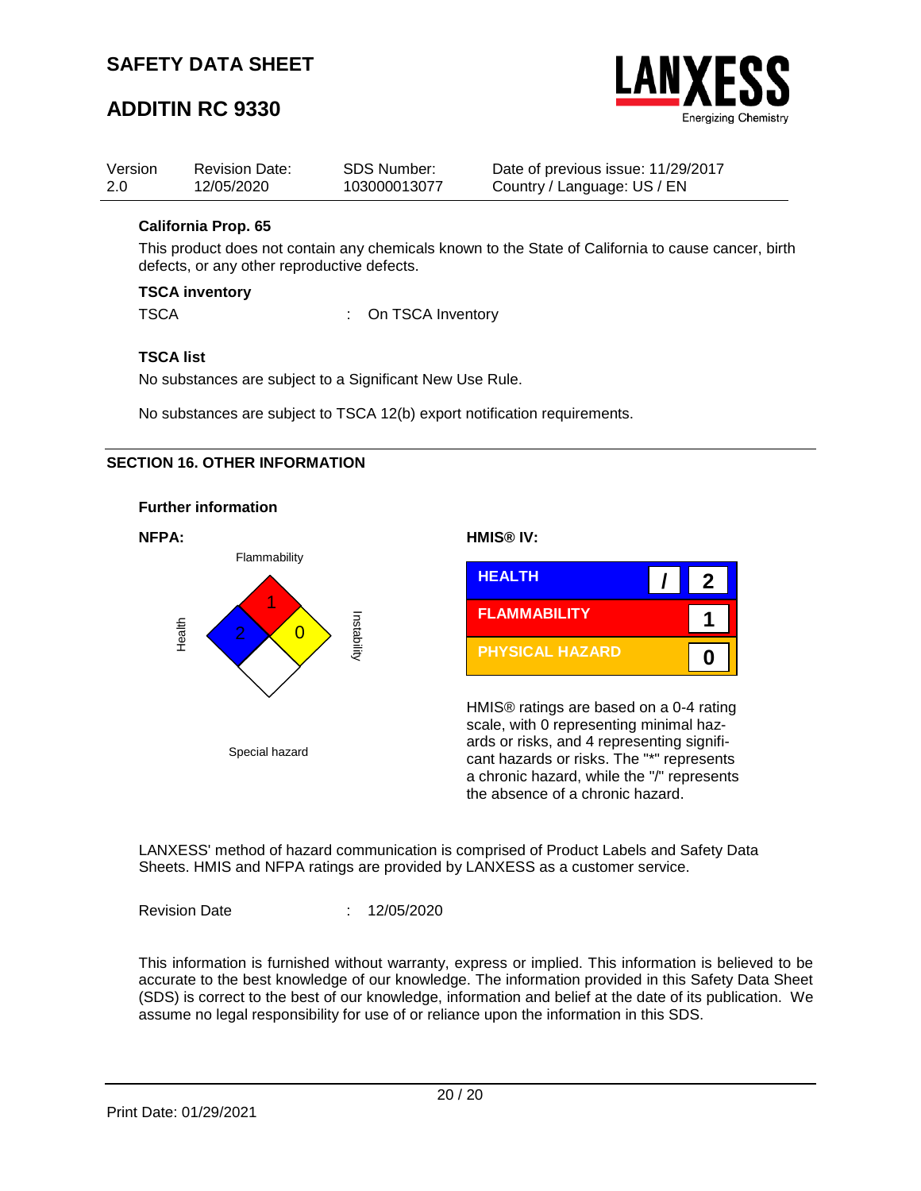### California Prop. 65

This product does not contain any chemicals known to the State of California to cause cancer, birth defects, or any other reproductive defects.

### TSCA inventory

TSCA : On TSCA Inventory

### TSCA list

No substances are subject to a Significant New Use Rule.

No substances are subject to TSCA 12(b) export notification requirements.

## SECTION 16. OTHER INFORMATION

### Further information

**NFPA:**

Flammability
1
Health
2
Instability
0
Special hazard

**HMIS® IV:**

| | | |
|---|---|---|
| HEALTH | / | 2 |
| FLAMMABILITY | | 1 |
| PHYSICAL HAZARD | | 0 |

HMIS® ratings are based on a 0-4 rating scale, with 0 representing minimal hazards or risks, and 4 representing significant hazards or risks. The "*" represents a chronic hazard, while the "/" represents the absence of a chronic hazard.

LANXESS' method of hazard communication is comprised of Product Labels and Safety Data Sheets. HMIS and NFPA ratings are provided by LANXESS as a customer service.

Revision Date : 12/05/2020

This information is furnished without warranty, express or implied. This information is believed to be accurate to the best knowledge of our knowledge. The information provided in this Safety Data Sheet (SDS) is correct to the best of our knowledge, information and belief at the date of its publication. We assume no legal responsibility for use of or reliance upon the information in this SDS.